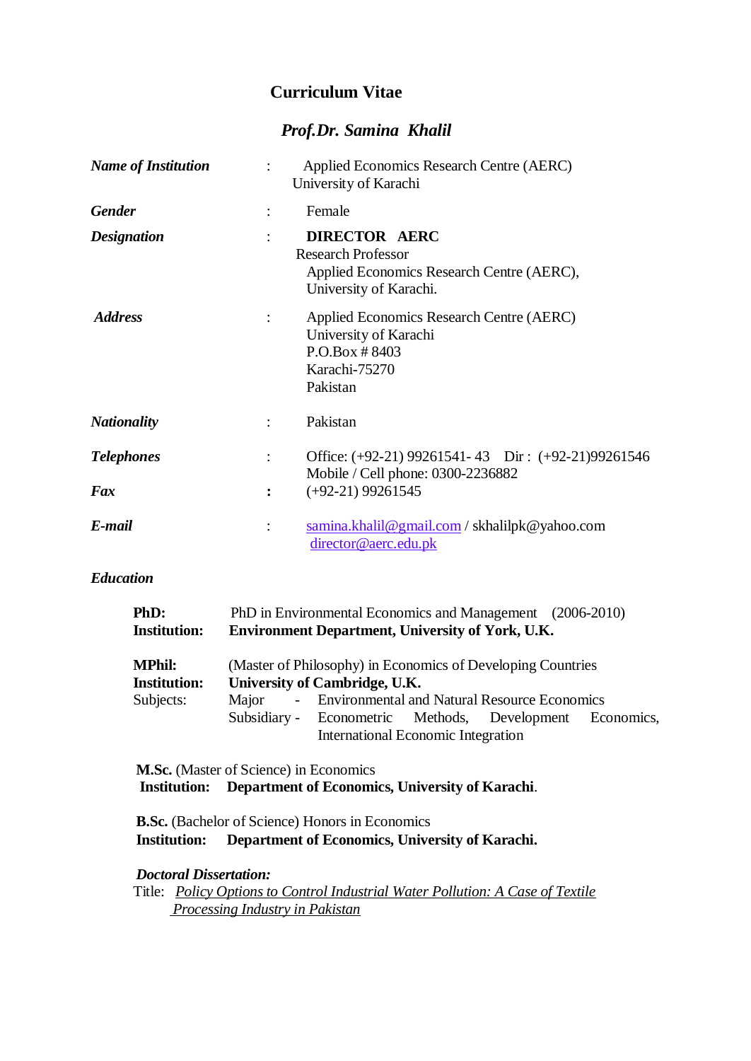# Curriculum Vitae

## *Prof.Dr. Samina Khalil*

| | | |
|---|---|---|
| ***Name of Institution*** | : | Applied Economics Research Centre (AERC)<br>University of Karachi |
| ***Gender*** | : | Female |
| ***Designation*** | : | **DIRECTOR AERC**<br>Research Professor<br>Applied Economics Research Centre (AERC),<br>University of Karachi. |
| ***Address*** | : | Applied Economics Research Centre (AERC)<br>University of Karachi<br>P.O.Box # 8403<br>Karachi-75270<br>Pakistan |
| ***Nationality*** | : | Pakistan |
| ***Telephones*** | : | Office: (+92-21) 99261541- 43 Dir : (+92-21)99261546<br>Mobile / Cell phone: 0300-2236882 |
| ***Fax*** | : | (+92-21) 99261545 |
| ***E-mail*** | : | samina.khalil@gmail.com / skhalilpk@yahoo.com<br>director@aerc.edu.pk |

### *Education*

**PhD:** PhD in Environmental Economics and Management (2006-2010)
**Institution:** **Environment Department, University of York, U.K.**

**MPhil:** (Master of Philosophy) in Economics of Developing Countries
**Institution:** **University of Cambridge, U.K.**
Subjects: Major - Environmental and Natural Resource Economics
Subsidiary - Econometric Methods, Development Economics, International Economic Integration

**M.Sc.** (Master of Science) in Economics
**Institution:** **Department of Economics, University of Karachi**.

**B.Sc.** (Bachelor of Science) Honors in Economics
**Institution:** **Department of Economics, University of Karachi.**

***Doctoral Dissertation:***
Title: *Policy Options to Control Industrial Water Pollution: A Case of Textile Processing Industry in Pakistan*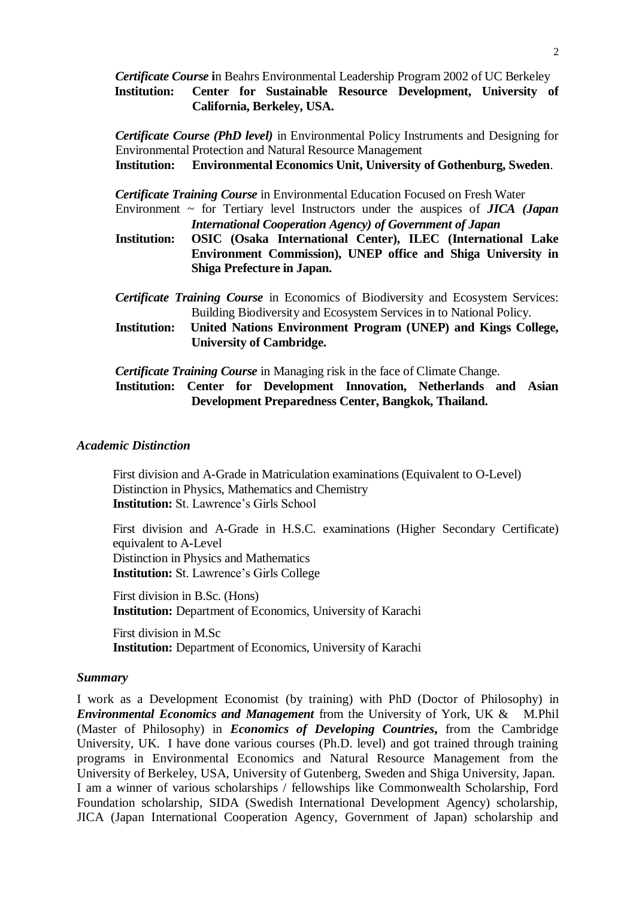***Certificate Course*** **i**n Beahrs Environmental Leadership Program 2002 of UC Berkeley
**Institution: Center for Sustainable Resource Development, University of California, Berkeley, USA.**

***Certificate Course (PhD level)*** in Environmental Policy Instruments and Designing for Environmental Protection and Natural Resource Management
**Institution: Environmental Economics Unit, University of Gothenburg, Sweden**.

***Certificate Training Course*** in Environmental Education Focused on Fresh Water Environment ~ for Tertiary level Instructors under the auspices of ***JICA (Japan International Cooperation Agency) of Government of Japan***
**Institution: OSIC (Osaka International Center), ILEC (International Lake Environment Commission), UNEP office and Shiga University in Shiga Prefecture in Japan.**

***Certificate Training Course*** in Economics of Biodiversity and Ecosystem Services: Building Biodiversity and Ecosystem Services in to National Policy.
**Institution: United Nations Environment Program (UNEP) and Kings College, University of Cambridge.**

***Certificate Training Course*** in Managing risk in the face of Climate Change.
**Institution: Center for Development Innovation, Netherlands and Asian Development Preparedness Center, Bangkok, Thailand.**

### *Academic Distinction*

First division and A-Grade in Matriculation examinations (Equivalent to O-Level)
Distinction in Physics, Mathematics and Chemistry
**Institution:** St. Lawrence's Girls School

First division and A-Grade in H.S.C. examinations (Higher Secondary Certificate) equivalent to A-Level
Distinction in Physics and Mathematics
**Institution:** St. Lawrence's Girls College

First division in B.Sc. (Hons)
**Institution:** Department of Economics, University of Karachi

First division in M.Sc
**Institution:** Department of Economics, University of Karachi

### *Summary*

I work as a Development Economist (by training) with PhD (Doctor of Philosophy) in ***Environmental Economics and Management*** from the University of York, UK & M.Phil (Master of Philosophy) in ***Economics of Developing Countries***, from the Cambridge University, UK. I have done various courses (Ph.D. level) and got trained through training programs in Environmental Economics and Natural Resource Management from the University of Berkeley, USA, University of Gutenberg, Sweden and Shiga University, Japan. I am a winner of various scholarships / fellowships like Commonwealth Scholarship, Ford Foundation scholarship, SIDA (Swedish International Development Agency) scholarship, JICA (Japan International Cooperation Agency, Government of Japan) scholarship and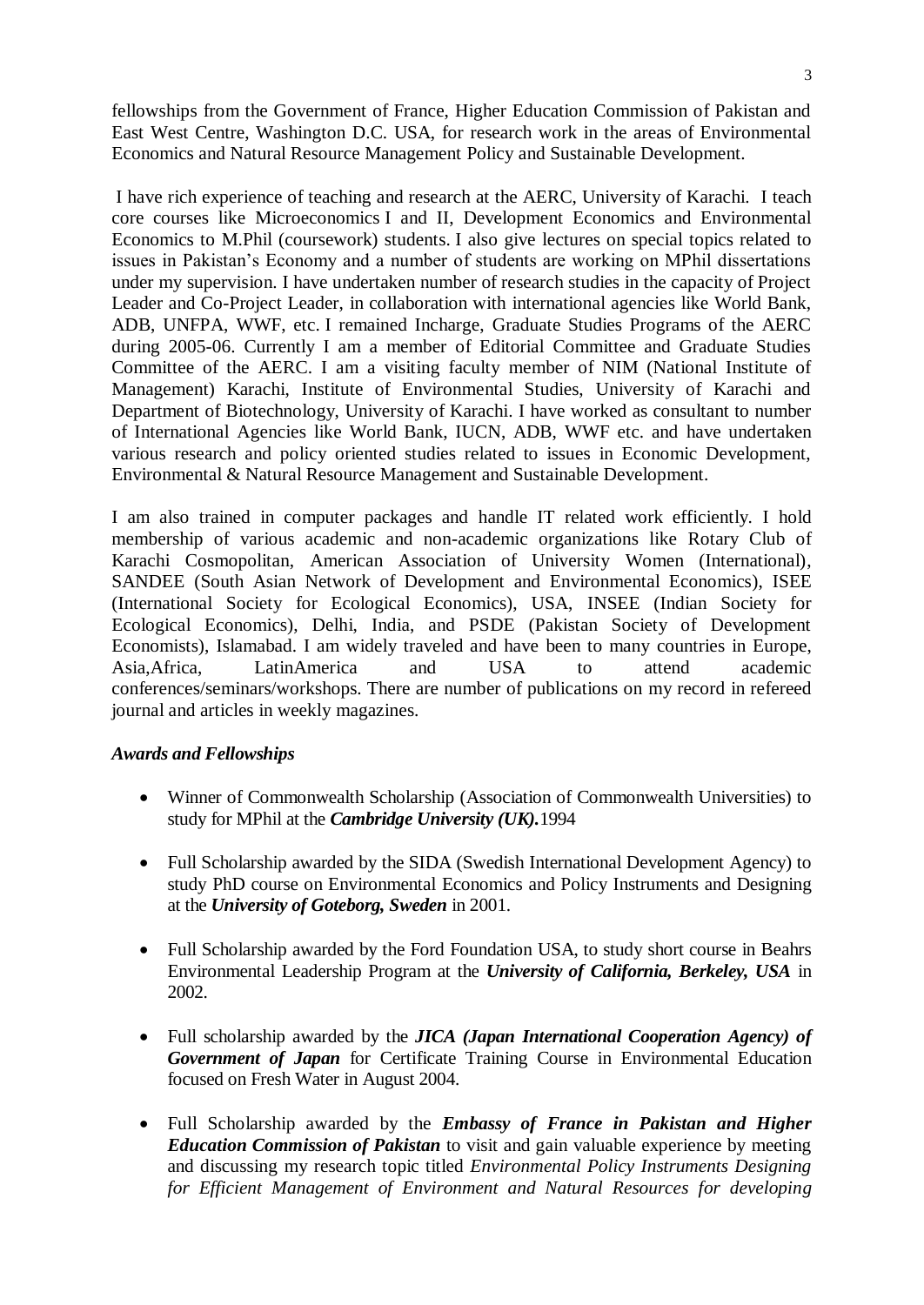fellowships from the Government of France, Higher Education Commission of Pakistan and East West Centre, Washington D.C. USA, for research work in the areas of Environmental Economics and Natural Resource Management Policy and Sustainable Development.

I have rich experience of teaching and research at the AERC, University of Karachi. I teach core courses like Microeconomics I and II, Development Economics and Environmental Economics to M.Phil (coursework) students. I also give lectures on special topics related to issues in Pakistan's Economy and a number of students are working on MPhil dissertations under my supervision. I have undertaken number of research studies in the capacity of Project Leader and Co-Project Leader, in collaboration with international agencies like World Bank, ADB, UNFPA, WWF, etc. I remained Incharge, Graduate Studies Programs of the AERC during 2005-06. Currently I am a member of Editorial Committee and Graduate Studies Committee of the AERC. I am a visiting faculty member of NIM (National Institute of Management) Karachi, Institute of Environmental Studies, University of Karachi and Department of Biotechnology, University of Karachi. I have worked as consultant to number of International Agencies like World Bank, IUCN, ADB, WWF etc. and have undertaken various research and policy oriented studies related to issues in Economic Development, Environmental & Natural Resource Management and Sustainable Development.

I am also trained in computer packages and handle IT related work efficiently. I hold membership of various academic and non-academic organizations like Rotary Club of Karachi Cosmopolitan, American Association of University Women (International), SANDEE (South Asian Network of Development and Environmental Economics), ISEE (International Society for Ecological Economics), USA, INSEE (Indian Society for Ecological Economics), Delhi, India, and PSDE (Pakistan Society of Development Economists), Islamabad. I am widely traveled and have been to many countries in Europe, Asia,Africa, LatinAmerica and USA to attend academic conferences/seminars/workshops. There are number of publications on my record in refereed journal and articles in weekly magazines.

***Awards and Fellowships***

- Winner of Commonwealth Scholarship (Association of Commonwealth Universities) to study for MPhil at the ***Cambridge University (UK).***1994

- Full Scholarship awarded by the SIDA (Swedish International Development Agency) to study PhD course on Environmental Economics and Policy Instruments and Designing at the ***University of Goteborg, Sweden*** in 2001.

- Full Scholarship awarded by the Ford Foundation USA, to study short course in Beahrs Environmental Leadership Program at the ***University of California, Berkeley, USA*** in 2002.

- Full scholarship awarded by the ***JICA (Japan International Cooperation Agency) of Government of Japan*** for Certificate Training Course in Environmental Education focused on Fresh Water in August 2004.

- Full Scholarship awarded by the ***Embassy of France in Pakistan and Higher Education Commission of Pakistan*** to visit and gain valuable experience by meeting and discussing my research topic titled *Environmental Policy Instruments Designing for Efficient Management of Environment and Natural Resources for developing*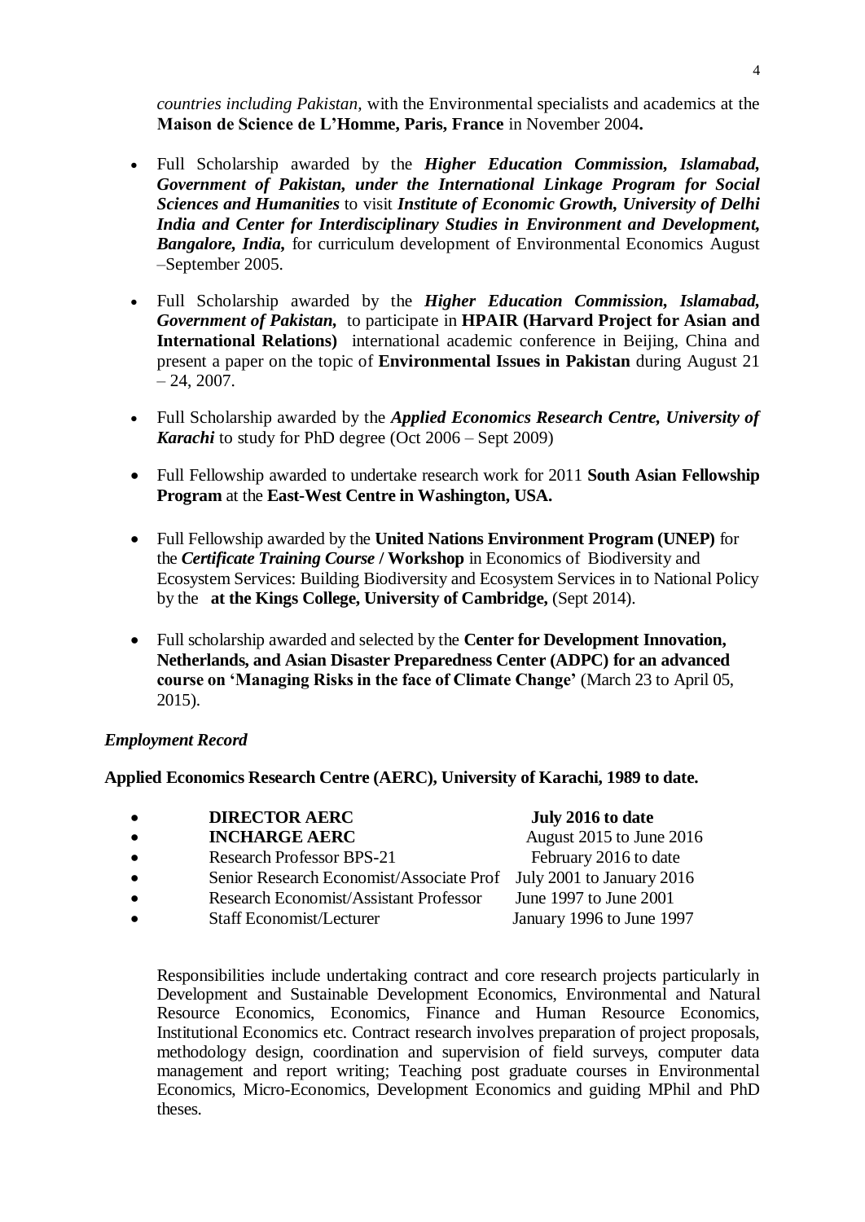*countries including Pakistan,* with the Environmental specialists and academics at the **Maison de Science de L'Homme, Paris, France** in November 2004**.**

- Full Scholarship awarded by the ***Higher Education Commission, Islamabad, Government of Pakistan, under the International Linkage Program for Social Sciences and Humanities*** to visit ***Institute of Economic Growth, University of Delhi India and Center for Interdisciplinary Studies in Environment and Development, Bangalore, India,*** for curriculum development of Environmental Economics August –September 2005.

- Full Scholarship awarded by the ***Higher Education Commission, Islamabad, Government of Pakistan,*** to participate in **HPAIR (Harvard Project for Asian and International Relations)** international academic conference in Beijing, China and present a paper on the topic of **Environmental Issues in Pakistan** during August 21 – 24, 2007.

- Full Scholarship awarded by the ***Applied Economics Research Centre, University of Karachi*** to study for PhD degree (Oct 2006 – Sept 2009)

- Full Fellowship awarded to undertake research work for 2011 **South Asian Fellowship Program** at the **East-West Centre in Washington, USA.**

- Full Fellowship awarded by the **United Nations Environment Program (UNEP)** for the ***Certificate Training Course*** **/ Workshop** in Economics of Biodiversity and Ecosystem Services: Building Biodiversity and Ecosystem Services in to National Policy by the **at the Kings College, University of Cambridge,** (Sept 2014).

- Full scholarship awarded and selected by the **Center for Development Innovation, Netherlands, and Asian Disaster Preparedness Center (ADPC) for an advanced course on 'Managing Risks in the face of Climate Change'** (March 23 to April 05, 2015).

***Employment Record***

**Applied Economics Research Centre (AERC), University of Karachi, 1989 to date.**

- **DIRECTOR AERC** — **July 2016 to date**
- **INCHARGE AERC** — August 2015 to June 2016
- Research Professor BPS-21 — February 2016 to date
- Senior Research Economist/Associate Prof — July 2001 to January 2016
- Research Economist/Assistant Professor — June 1997 to June 2001
- Staff Economist/Lecturer — January 1996 to June 1997

Responsibilities include undertaking contract and core research projects particularly in Development and Sustainable Development Economics, Environmental and Natural Resource Economics, Economics, Finance and Human Resource Economics, Institutional Economics etc. Contract research involves preparation of project proposals, methodology design, coordination and supervision of field surveys, computer data management and report writing; Teaching post graduate courses in Environmental Economics, Micro-Economics, Development Economics and guiding MPhil and PhD theses.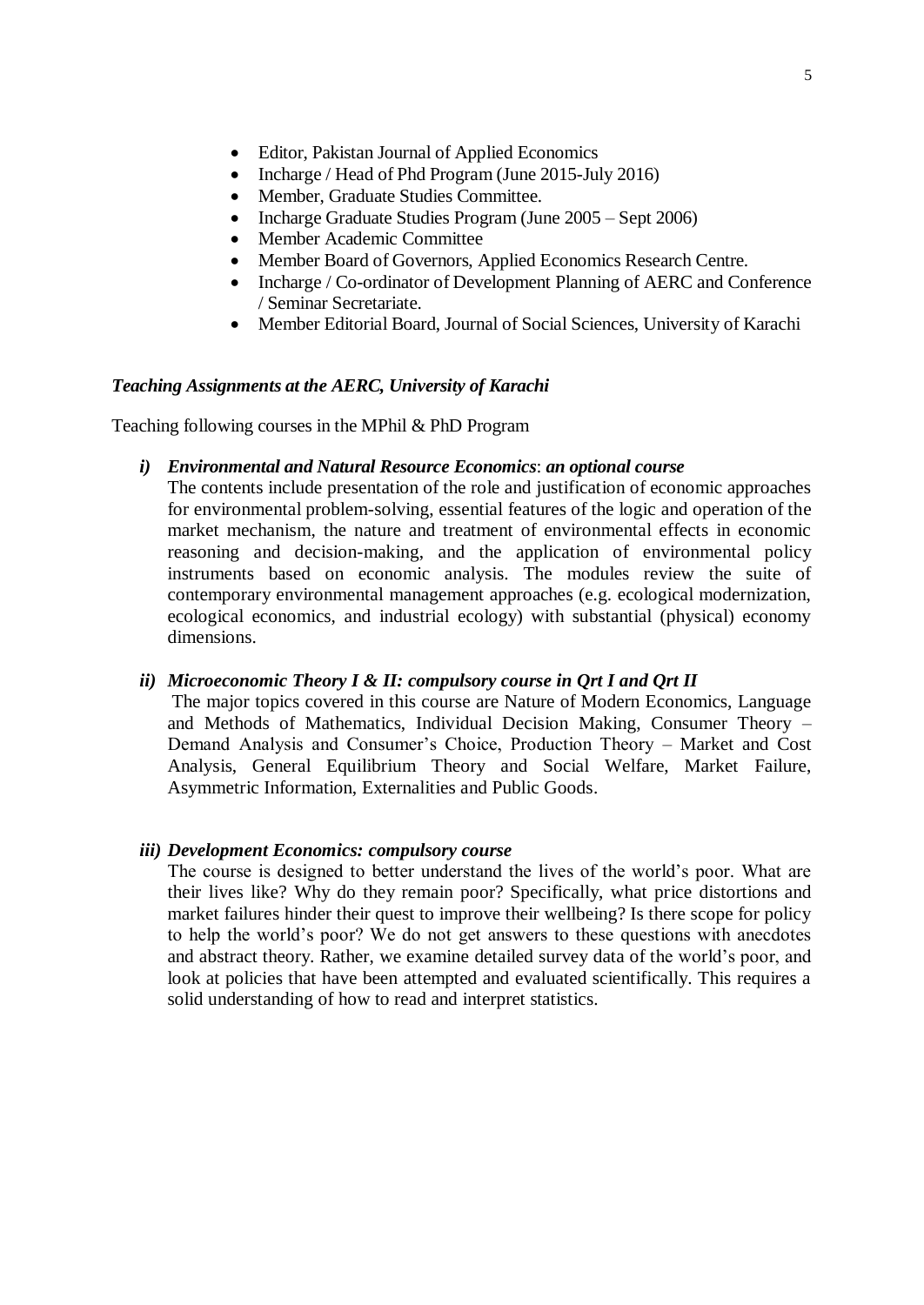- Editor, Pakistan Journal of Applied Economics
- Incharge / Head of Phd Program (June 2015-July 2016)
- Member, Graduate Studies Committee.
- Incharge Graduate Studies Program (June 2005 – Sept 2006)
- Member Academic Committee
- Member Board of Governors, Applied Economics Research Centre.
- Incharge / Co-ordinator of Development Planning of AERC and Conference / Seminar Secretariate.
- Member Editorial Board, Journal of Social Sciences, University of Karachi

***Teaching Assignments at the AERC, University of Karachi***

Teaching following courses in the MPhil & PhD Program

***i) Environmental and Natural Resource Economics**: **an optional course***

The contents include presentation of the role and justification of economic approaches for environmental problem-solving, essential features of the logic and operation of the market mechanism, the nature and treatment of environmental effects in economic reasoning and decision-making, and the application of environmental policy instruments based on economic analysis. The modules review the suite of contemporary environmental management approaches (e.g. ecological modernization, ecological economics, and industrial ecology) with substantial (physical) economy dimensions.

***ii) Microeconomic Theory I & II: compulsory course in Qrt I and Qrt II***

The major topics covered in this course are Nature of Modern Economics, Language and Methods of Mathematics, Individual Decision Making, Consumer Theory – Demand Analysis and Consumer's Choice, Production Theory – Market and Cost Analysis, General Equilibrium Theory and Social Welfare, Market Failure, Asymmetric Information, Externalities and Public Goods.

***iii) Development Economics: compulsory course***

The course is designed to better understand the lives of the world's poor. What are their lives like? Why do they remain poor? Specifically, what price distortions and market failures hinder their quest to improve their wellbeing? Is there scope for policy to help the world's poor? We do not get answers to these questions with anecdotes and abstract theory. Rather, we examine detailed survey data of the world's poor, and look at policies that have been attempted and evaluated scientifically. This requires a solid understanding of how to read and interpret statistics.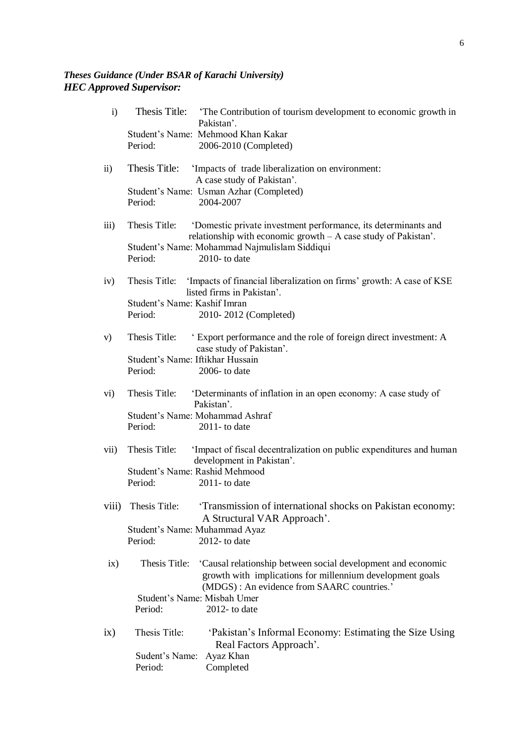***Theses Guidance (Under BSAR of Karachi University)***
***HEC Approved Supervisor:***

i) Thesis Title: 'The Contribution of tourism development to economic growth in Pakistan'.
Student's Name: Mehmood Khan Kakar
Period: 2006-2010 (Completed)

ii) Thesis Title: 'Impacts of trade liberalization on environment: A case study of Pakistan'.
Student's Name: Usman Azhar (Completed)
Period: 2004-2007

iii) Thesis Title: 'Domestic private investment performance, its determinants and relationship with economic growth – A case study of Pakistan'.
Student's Name: Mohammad Najmulislam Siddiqui
Period: 2010- to date

iv) Thesis Title: 'Impacts of financial liberalization on firms' growth: A case of KSE listed firms in Pakistan'.
Student's Name: Kashif Imran
Period: 2010- 2012 (Completed)

v) Thesis Title: ' Export performance and the role of foreign direct investment: A case study of Pakistan'.
Student's Name: Iftikhar Hussain
Period: 2006- to date

vi) Thesis Title: 'Determinants of inflation in an open economy: A case study of Pakistan'.
Student's Name: Mohammad Ashraf
Period: 2011- to date

vii) Thesis Title: 'Impact of fiscal decentralization on public expenditures and human development in Pakistan'.
Student's Name: Rashid Mehmood
Period: 2011- to date

viii) Thesis Title: 'Transmission of international shocks on Pakistan economy: A Structural VAR Approach'.
Student's Name: Muhammad Ayaz
Period: 2012- to date

ix) Thesis Title: 'Causal relationship between social development and economic growth with implications for millennium development goals (MDGS) : An evidence from SAARC countries.'
Student's Name: Misbah Umer
Period: 2012- to date

ix) Thesis Title: 'Pakistan's Informal Economy: Estimating the Size Using Real Factors Approach'.
Sudent's Name: Ayaz Khan
Period: Completed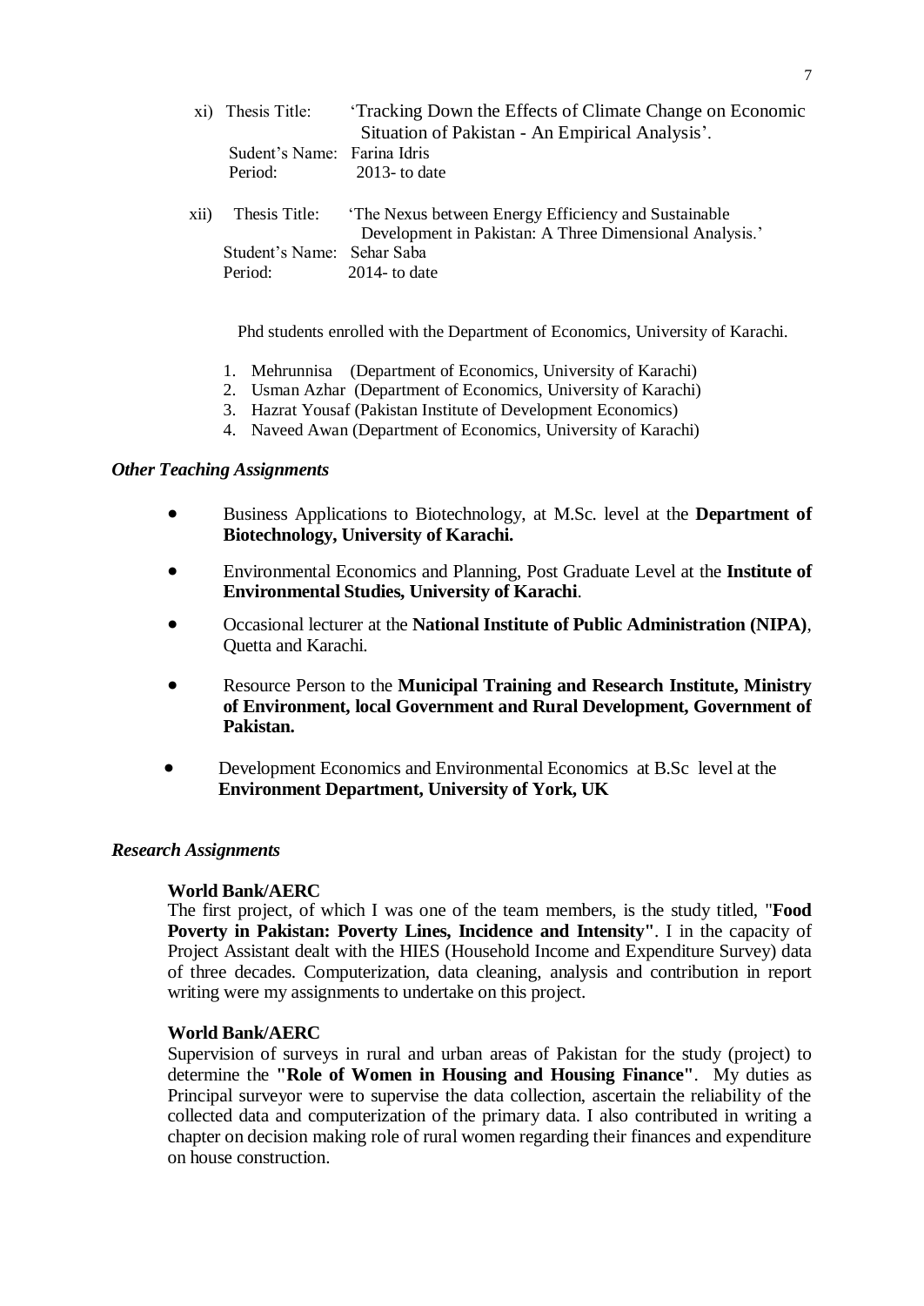xi) Thesis Title: 'Tracking Down the Effects of Climate Change on Economic Situation of Pakistan - An Empirical Analysis'.
Sudent's Name: Farina Idris
Period: 2013- to date

xii) Thesis Title: 'The Nexus between Energy Efficiency and Sustainable Development in Pakistan: A Three Dimensional Analysis.'
Student's Name: Sehar Saba
Period: 2014- to date

Phd students enrolled with the Department of Economics, University of Karachi.

1. Mehrunnisa (Department of Economics, University of Karachi)
2. Usman Azhar (Department of Economics, University of Karachi)
3. Hazrat Yousaf (Pakistan Institute of Development Economics)
4. Naveed Awan (Department of Economics, University of Karachi)

### *Other Teaching Assignments*

- Business Applications to Biotechnology, at M.Sc. level at the **Department of Biotechnology, University of Karachi.**
- Environmental Economics and Planning, Post Graduate Level at the **Institute of Environmental Studies, University of Karachi**.
- Occasional lecturer at the **National Institute of Public Administration (NIPA)**, Quetta and Karachi.
- Resource Person to the **Municipal Training and Research Institute, Ministry of Environment, local Government and Rural Development, Government of Pakistan.**
- Development Economics and Environmental Economics at B.Sc level at the **Environment Department, University of York, UK**

### *Research Assignments*

**World Bank/AERC**
The first project, of which I was one of the team members, is the study titled, "**Food Poverty in Pakistan: Poverty Lines, Incidence and Intensity"**. I in the capacity of Project Assistant dealt with the HIES (Household Income and Expenditure Survey) data of three decades. Computerization, data cleaning, analysis and contribution in report writing were my assignments to undertake on this project.

**World Bank/AERC**
Supervision of surveys in rural and urban areas of Pakistan for the study (project) to determine the **"Role of Women in Housing and Housing Finance"**. My duties as Principal surveyor were to supervise the data collection, ascertain the reliability of the collected data and computerization of the primary data. I also contributed in writing a chapter on decision making role of rural women regarding their finances and expenditure on house construction.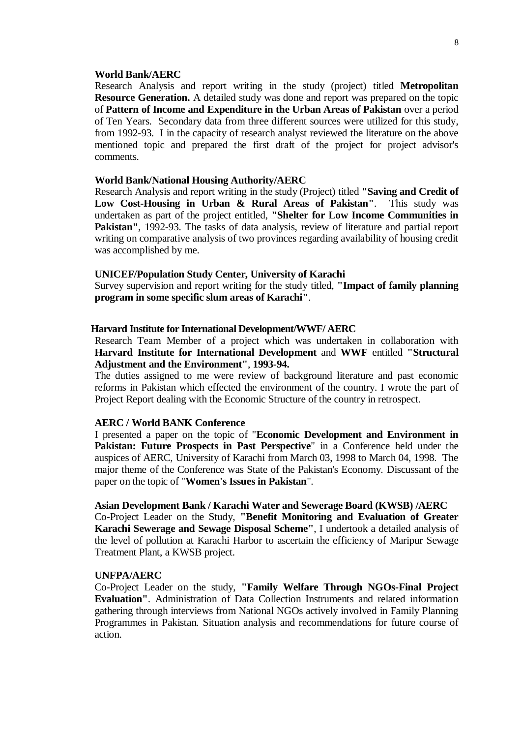**World Bank/AERC**

Research Analysis and report writing in the study (project) titled **Metropolitan Resource Generation.** A detailed study was done and report was prepared on the topic of **Pattern of Income and Expenditure in the Urban Areas of Pakistan** over a period of Ten Years. Secondary data from three different sources were utilized for this study, from 1992-93. I in the capacity of research analyst reviewed the literature on the above mentioned topic and prepared the first draft of the project for project advisor's comments.

**World Bank/National Housing Authority/AERC**

Research Analysis and report writing in the study (Project) titled **"Saving and Credit of Low Cost-Housing in Urban & Rural Areas of Pakistan"**. This study was undertaken as part of the project entitled, **"Shelter for Low Income Communities in Pakistan"**, 1992-93. The tasks of data analysis, review of literature and partial report writing on comparative analysis of two provinces regarding availability of housing credit was accomplished by me.

**UNICEF/Population Study Center, University of Karachi**

Survey supervision and report writing for the study titled, **"Impact of family planning program in some specific slum areas of Karachi"**.

**Harvard Institute for International Development/WWF/ AERC**

Research Team Member of a project which was undertaken in collaboration with **Harvard Institute for International Development** and **WWF** entitled **"Structural Adjustment and the Environment"**, **1993-94.**

The duties assigned to me were review of background literature and past economic reforms in Pakistan which effected the environment of the country. I wrote the part of Project Report dealing with the Economic Structure of the country in retrospect.

**AERC / World BANK Conference**

I presented a paper on the topic of "**Economic Development and Environment in Pakistan: Future Prospects in Past Perspective**" in a Conference held under the auspices of AERC, University of Karachi from March 03, 1998 to March 04, 1998. The major theme of the Conference was State of the Pakistan's Economy. Discussant of the paper on the topic of "**Women's Issues in Pakistan**".

**Asian Development Bank / Karachi Water and Sewerage Board (KWSB) /AERC**

Co-Project Leader on the Study, **"Benefit Monitoring and Evaluation of Greater Karachi Sewerage and Sewage Disposal Scheme"**, I undertook a detailed analysis of the level of pollution at Karachi Harbor to ascertain the efficiency of Maripur Sewage Treatment Plant, a KWSB project.

**UNFPA/AERC**

Co-Project Leader on the study, **"Family Welfare Through NGOs-Final Project Evaluation"**. Administration of Data Collection Instruments and related information gathering through interviews from National NGOs actively involved in Family Planning Programmes in Pakistan. Situation analysis and recommendations for future course of action.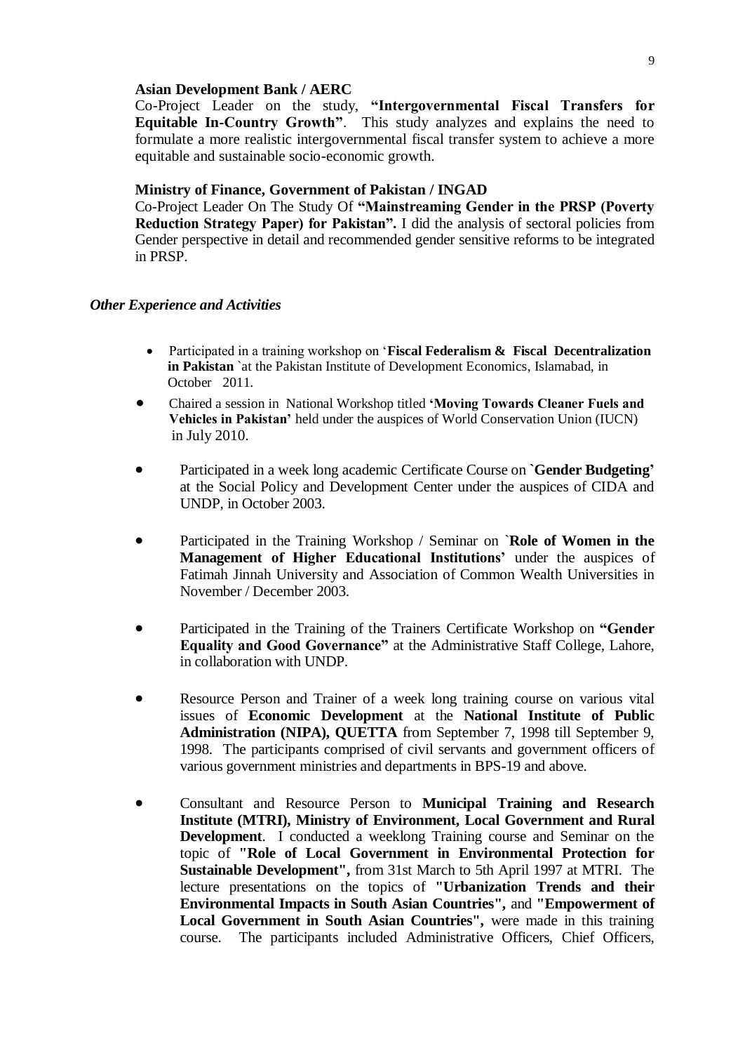**Asian Development Bank / AERC**

Co-Project Leader on the study, **"Intergovernmental Fiscal Transfers for Equitable In-Country Growth"**. This study analyzes and explains the need to formulate a more realistic intergovernmental fiscal transfer system to achieve a more equitable and sustainable socio-economic growth.

**Ministry of Finance, Government of Pakistan / INGAD**

Co-Project Leader On The Study Of **"Mainstreaming Gender in the PRSP (Poverty Reduction Strategy Paper) for Pakistan".** I did the analysis of sectoral policies from Gender perspective in detail and recommended gender sensitive reforms to be integrated in PRSP.

### *Other Experience and Activities*

- Participated in a training workshop on '**Fiscal Federalism & Fiscal Decentralization in Pakistan** `at the Pakistan Institute of Development Economics, Islamabad, in October 2011.
- Chaired a session in National Workshop titled **'Moving Towards Cleaner Fuels and Vehicles in Pakistan'** held under the auspices of World Conservation Union (IUCN) in July 2010.
- Participated in a week long academic Certificate Course on **`Gender Budgeting'** at the Social Policy and Development Center under the auspices of CIDA and UNDP, in October 2003.
- Participated in the Training Workshop / Seminar on **`Role of Women in the Management of Higher Educational Institutions'** under the auspices of Fatimah Jinnah University and Association of Common Wealth Universities in November / December 2003.
- Participated in the Training of the Trainers Certificate Workshop on **"Gender Equality and Good Governance"** at the Administrative Staff College, Lahore, in collaboration with UNDP.
- Resource Person and Trainer of a week long training course on various vital issues of **Economic Development** at the **National Institute of Public Administration (NIPA), QUETTA** from September 7, 1998 till September 9, 1998. The participants comprised of civil servants and government officers of various government ministries and departments in BPS-19 and above.
- Consultant and Resource Person to **Municipal Training and Research Institute (MTRI), Ministry of Environment, Local Government and Rural Development**. I conducted a weeklong Training course and Seminar on the topic of **"Role of Local Government in Environmental Protection for Sustainable Development",** from 31st March to 5th April 1997 at MTRI. The lecture presentations on the topics of **"Urbanization Trends and their Environmental Impacts in South Asian Countries",** and **"Empowerment of Local Government in South Asian Countries",** were made in this training course. The participants included Administrative Officers, Chief Officers,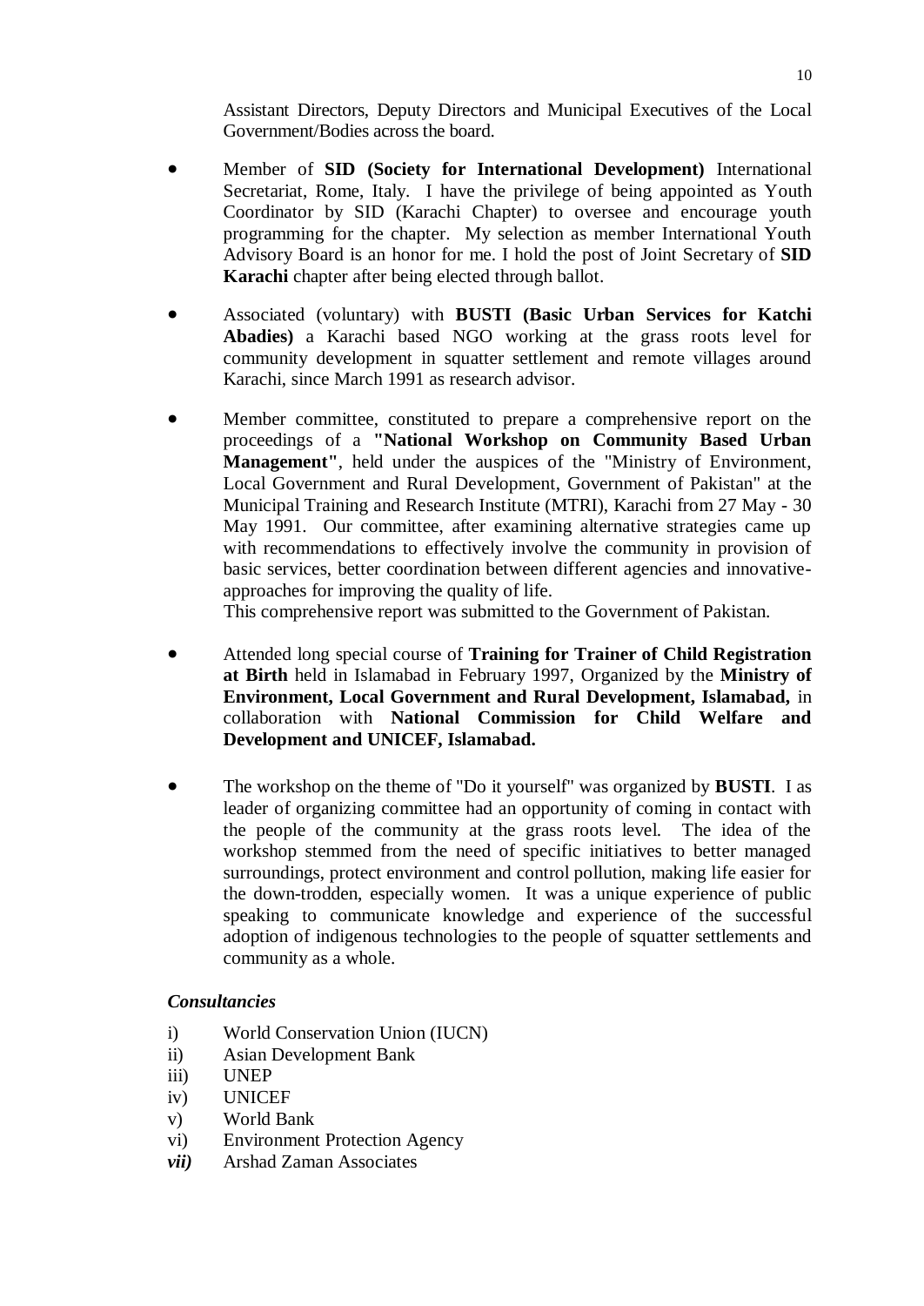Assistant Directors, Deputy Directors and Municipal Executives of the Local Government/Bodies across the board.

- Member of **SID (Society for International Development)** International Secretariat, Rome, Italy. I have the privilege of being appointed as Youth Coordinator by SID (Karachi Chapter) to oversee and encourage youth programming for the chapter. My selection as member International Youth Advisory Board is an honor for me. I hold the post of Joint Secretary of **SID Karachi** chapter after being elected through ballot.

- Associated (voluntary) with **BUSTI (Basic Urban Services for Katchi Abadies)** a Karachi based NGO working at the grass roots level for community development in squatter settlement and remote villages around Karachi, since March 1991 as research advisor.

- Member committee, constituted to prepare a comprehensive report on the proceedings of a **"National Workshop on Community Based Urban Management"**, held under the auspices of the "Ministry of Environment, Local Government and Rural Development, Government of Pakistan" at the Municipal Training and Research Institute (MTRI), Karachi from 27 May - 30 May 1991. Our committee, after examining alternative strategies came up with recommendations to effectively involve the community in provision of basic services, better coordination between different agencies and innovative-approaches for improving the quality of life.
  This comprehensive report was submitted to the Government of Pakistan.

- Attended long special course of **Training for Trainer of Child Registration at Birth** held in Islamabad in February 1997, Organized by the **Ministry of Environment, Local Government and Rural Development, Islamabad,** in collaboration with **National Commission for Child Welfare and Development and UNICEF, Islamabad.**

- The workshop on the theme of "Do it yourself" was organized by **BUSTI**. I as leader of organizing committee had an opportunity of coming in contact with the people of the community at the grass roots level. The idea of the workshop stemmed from the need of specific initiatives to better managed surroundings, protect environment and control pollution, making life easier for the down-trodden, especially women. It was a unique experience of public speaking to communicate knowledge and experience of the successful adoption of indigenous technologies to the people of squatter settlements and community as a whole.

***Consultancies***

i) World Conservation Union (IUCN)
ii) Asian Development Bank
iii) UNEP
iv) UNICEF
v) World Bank
vi) Environment Protection Agency
***vii)*** Arshad Zaman Associates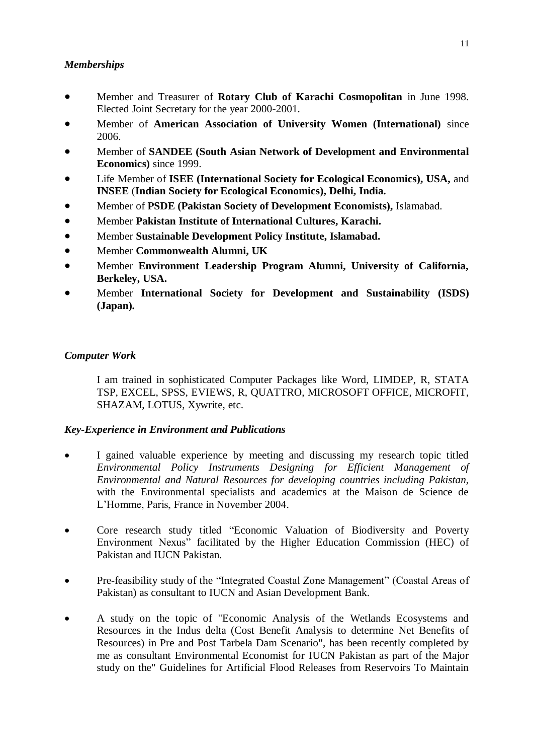### *Memberships*

- Member and Treasurer of **Rotary Club of Karachi Cosmopolitan** in June 1998. Elected Joint Secretary for the year 2000-2001.
- Member of **American Association of University Women (International)** since 2006.
- Member of **SANDEE (South Asian Network of Development and Environmental Economics)** since 1999.
- Life Member of **ISEE (International Society for Ecological Economics), USA,** and **INSEE** (**Indian Society for Ecological Economics), Delhi, India.**
- Member of **PSDE (Pakistan Society of Development Economists),** Islamabad.
- Member **Pakistan Institute of International Cultures, Karachi.**
- Member **Sustainable Development Policy Institute, Islamabad.**
- Member **Commonwealth Alumni, UK**
- Member **Environment Leadership Program Alumni, University of California, Berkeley, USA.**
- Member **International Society for Development and Sustainability (ISDS) (Japan).**

### *Computer Work*

I am trained in sophisticated Computer Packages like Word, LIMDEP, R, STATA TSP, EXCEL, SPSS, EVIEWS, R, QUATTRO, MICROSOFT OFFICE, MICROFIT, SHAZAM, LOTUS, Xywrite, etc.

### *Key-Experience in Environment and Publications*

- I gained valuable experience by meeting and discussing my research topic titled *Environmental Policy Instruments Designing for Efficient Management of Environmental and Natural Resources for developing countries including Pakistan,* with the Environmental specialists and academics at the Maison de Science de L'Homme, Paris, France in November 2004.

- Core research study titled "Economic Valuation of Biodiversity and Poverty Environment Nexus" facilitated by the Higher Education Commission (HEC) of Pakistan and IUCN Pakistan.

- Pre-feasibility study of the "Integrated Coastal Zone Management" (Coastal Areas of Pakistan) as consultant to IUCN and Asian Development Bank.

- A study on the topic of "Economic Analysis of the Wetlands Ecosystems and Resources in the Indus delta (Cost Benefit Analysis to determine Net Benefits of Resources) in Pre and Post Tarbela Dam Scenario", has been recently completed by me as consultant Environmental Economist for IUCN Pakistan as part of the Major study on the" Guidelines for Artificial Flood Releases from Reservoirs To Maintain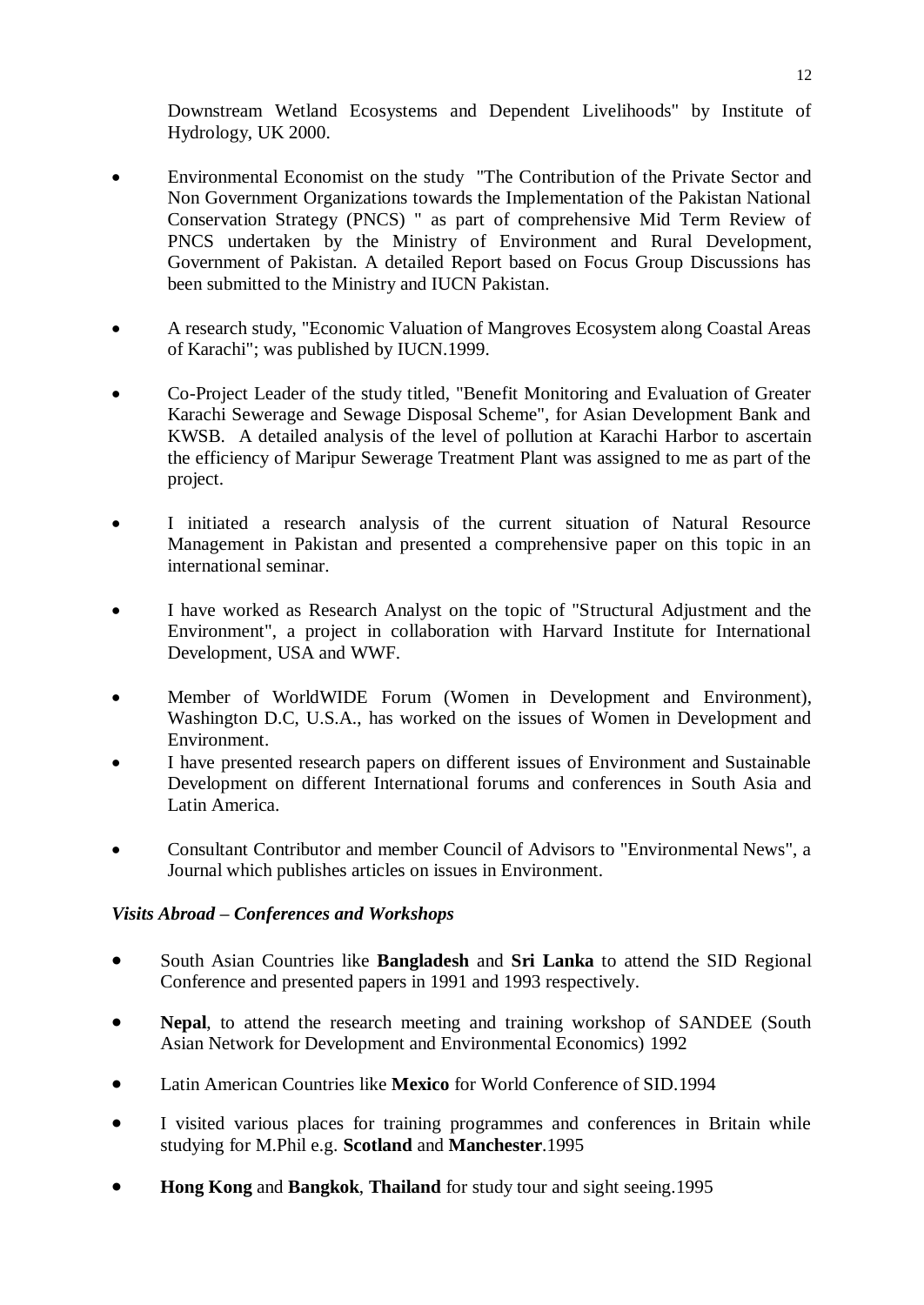Downstream Wetland Ecosystems and Dependent Livelihoods" by Institute of Hydrology, UK 2000.

- Environmental Economist on the study "The Contribution of the Private Sector and Non Government Organizations towards the Implementation of the Pakistan National Conservation Strategy (PNCS) " as part of comprehensive Mid Term Review of PNCS undertaken by the Ministry of Environment and Rural Development, Government of Pakistan. A detailed Report based on Focus Group Discussions has been submitted to the Ministry and IUCN Pakistan.

- A research study, "Economic Valuation of Mangroves Ecosystem along Coastal Areas of Karachi"; was published by IUCN.1999.

- Co-Project Leader of the study titled, "Benefit Monitoring and Evaluation of Greater Karachi Sewerage and Sewage Disposal Scheme", for Asian Development Bank and KWSB. A detailed analysis of the level of pollution at Karachi Harbor to ascertain the efficiency of Maripur Sewerage Treatment Plant was assigned to me as part of the project.

- I initiated a research analysis of the current situation of Natural Resource Management in Pakistan and presented a comprehensive paper on this topic in an international seminar.

- I have worked as Research Analyst on the topic of "Structural Adjustment and the Environment", a project in collaboration with Harvard Institute for International Development, USA and WWF.

- Member of WorldWIDE Forum (Women in Development and Environment), Washington D.C, U.S.A., has worked on the issues of Women in Development and Environment.
- I have presented research papers on different issues of Environment and Sustainable Development on different International forums and conferences in South Asia and Latin America.

- Consultant Contributor and member Council of Advisors to "Environmental News", a Journal which publishes articles on issues in Environment.

***Visits Abroad – Conferences and Workshops***

- South Asian Countries like **Bangladesh** and **Sri Lanka** to attend the SID Regional Conference and presented papers in 1991 and 1993 respectively.

- **Nepal**, to attend the research meeting and training workshop of SANDEE (South Asian Network for Development and Environmental Economics) 1992

- Latin American Countries like **Mexico** for World Conference of SID.1994

- I visited various places for training programmes and conferences in Britain while studying for M.Phil e.g. **Scotland** and **Manchester**.1995

- **Hong Kong** and **Bangkok**, **Thailand** for study tour and sight seeing.1995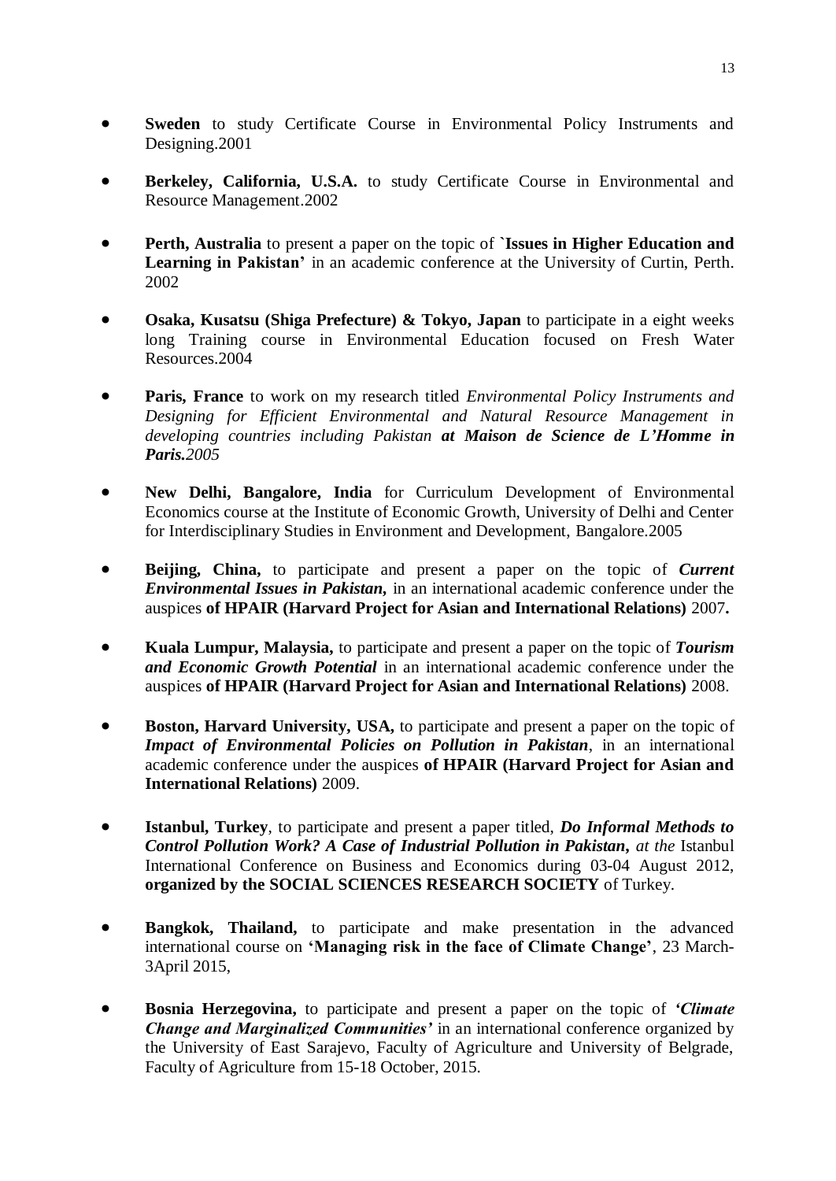- **Sweden** to study Certificate Course in Environmental Policy Instruments and Designing.2001

- **Berkeley, California, U.S.A.** to study Certificate Course in Environmental and Resource Management.2002

- **Perth, Australia** to present a paper on the topic of **`Issues in Higher Education and Learning in Pakistan'** in an academic conference at the University of Curtin, Perth. 2002

- **Osaka, Kusatsu (Shiga Prefecture) & Tokyo, Japan** to participate in a eight weeks long Training course in Environmental Education focused on Fresh Water Resources.2004

- **Paris, France** to work on my research titled *Environmental Policy Instruments and Designing for Efficient Environmental and Natural Resource Management in developing countries including Pakistan* ***at Maison de Science de L'Homme in Paris.****2005*

- **New Delhi, Bangalore, India** for Curriculum Development of Environmental Economics course at the Institute of Economic Growth, University of Delhi and Center for Interdisciplinary Studies in Environment and Development, Bangalore.2005

- **Beijing, China,** to participate and present a paper on the topic of ***Current Environmental Issues in Pakistan,*** in an international academic conference under the auspices **of HPAIR (Harvard Project for Asian and International Relations)** 2007**.**

- **Kuala Lumpur, Malaysia,** to participate and present a paper on the topic of ***Tourism and Economic Growth Potential*** in an international academic conference under the auspices **of HPAIR (Harvard Project for Asian and International Relations)** 2008.

- **Boston, Harvard University, USA,** to participate and present a paper on the topic of ***Impact of Environmental Policies on Pollution in Pakistan***, in an international academic conference under the auspices **of HPAIR (Harvard Project for Asian and International Relations)** 2009.

- **Istanbul, Turkey**, to participate and present a paper titled, ***Do Informal Methods to Control Pollution Work? A Case of Industrial Pollution in Pakistan,*** *at the* Istanbul International Conference on Business and Economics during 03-04 August 2012, **organized by the SOCIAL SCIENCES RESEARCH SOCIETY** of Turkey.

- **Bangkok, Thailand,** to participate and make presentation in the advanced international course on **'Managing risk in the face of Climate Change'**, 23 March-3April 2015,

- **Bosnia Herzegovina,** to participate and present a paper on the topic of ***'Climate Change and Marginalized Communities'*** in an international conference organized by the University of East Sarajevo, Faculty of Agriculture and University of Belgrade, Faculty of Agriculture from 15-18 October, 2015.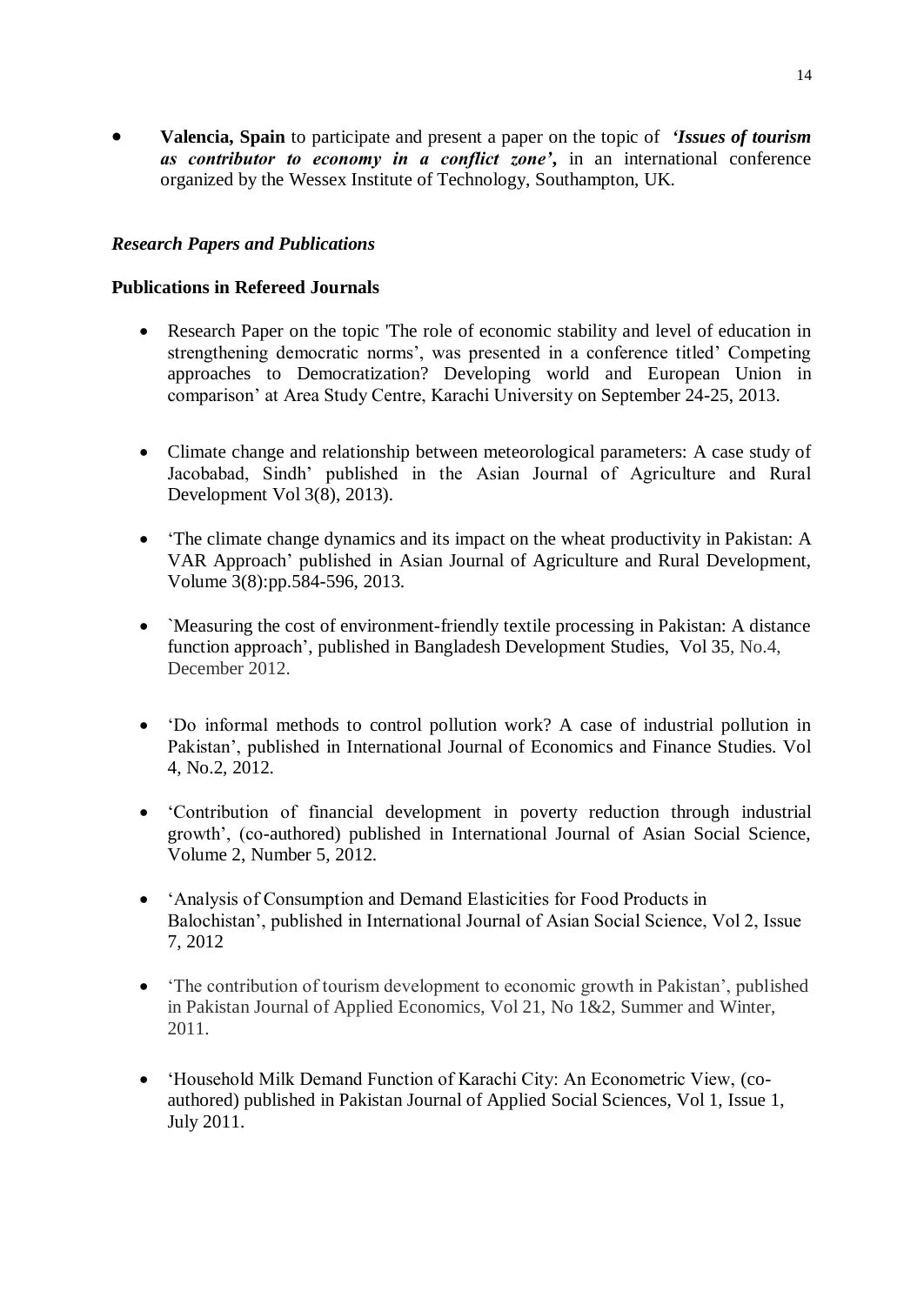- **Valencia, Spain** to participate and present a paper on the topic of ***'Issues of tourism as contributor to economy in a conflict zone',*** in an international conference organized by the Wessex Institute of Technology, Southampton, UK.

### *Research Papers and Publications*

**Publications in Refereed Journals**

- Research Paper on the topic 'The role of economic stability and level of education in strengthening democratic norms', was presented in a conference titled' Competing approaches to Democratization? Developing world and European Union in comparison' at Area Study Centre, Karachi University on September 24-25, 2013.
- Climate change and relationship between meteorological parameters: A case study of Jacobabad, Sindh' published in the Asian Journal of Agriculture and Rural Development Vol 3(8), 2013).
- 'The climate change dynamics and its impact on the wheat productivity in Pakistan: A VAR Approach' published in Asian Journal of Agriculture and Rural Development, Volume 3(8):pp.584-596, 2013.
- `Measuring the cost of environment-friendly textile processing in Pakistan: A distance function approach', published in Bangladesh Development Studies, Vol 35, No.4, December 2012.
- 'Do informal methods to control pollution work? A case of industrial pollution in Pakistan', published in International Journal of Economics and Finance Studies. Vol 4, No.2, 2012.
- 'Contribution of financial development in poverty reduction through industrial growth', (co-authored) published in International Journal of Asian Social Science, Volume 2, Number 5, 2012.
- 'Analysis of Consumption and Demand Elasticities for Food Products in Balochistan', published in International Journal of Asian Social Science, Vol 2, Issue 7, 2012
- 'The contribution of tourism development to economic growth in Pakistan', published in Pakistan Journal of Applied Economics, Vol 21, No 1&2, Summer and Winter, 2011.
- 'Household Milk Demand Function of Karachi City: An Econometric View, (co-authored) published in Pakistan Journal of Applied Social Sciences, Vol 1, Issue 1, July 2011.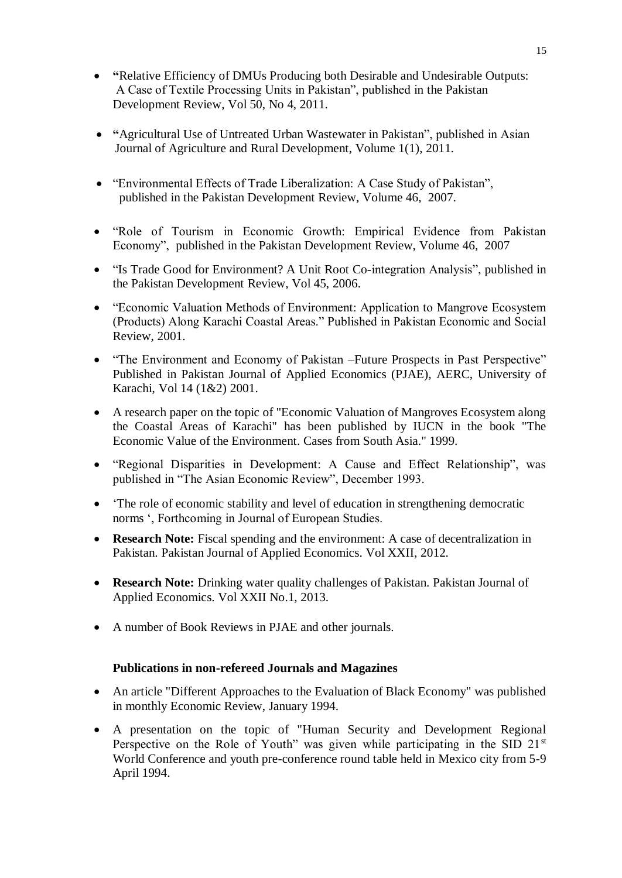- "Relative Efficiency of DMUs Producing both Desirable and Undesirable Outputs: A Case of Textile Processing Units in Pakistan", published in the Pakistan Development Review, Vol 50, No 4, 2011.

- "Agricultural Use of Untreated Urban Wastewater in Pakistan", published in Asian Journal of Agriculture and Rural Development, Volume 1(1), 2011.

- "Environmental Effects of Trade Liberalization: A Case Study of Pakistan", published in the Pakistan Development Review, Volume 46, 2007.

- "Role of Tourism in Economic Growth: Empirical Evidence from Pakistan Economy", published in the Pakistan Development Review, Volume 46, 2007

- "Is Trade Good for Environment? A Unit Root Co-integration Analysis", published in the Pakistan Development Review, Vol 45, 2006.

- "Economic Valuation Methods of Environment: Application to Mangrove Ecosystem (Products) Along Karachi Coastal Areas." Published in Pakistan Economic and Social Review, 2001.

- "The Environment and Economy of Pakistan –Future Prospects in Past Perspective" Published in Pakistan Journal of Applied Economics (PJAE), AERC, University of Karachi, Vol 14 (1&2) 2001.

- A research paper on the topic of "Economic Valuation of Mangroves Ecosystem along the Coastal Areas of Karachi" has been published by IUCN in the book "The Economic Value of the Environment. Cases from South Asia." 1999.

- "Regional Disparities in Development: A Cause and Effect Relationship", was published in "The Asian Economic Review", December 1993.

- 'The role of economic stability and level of education in strengthening democratic norms ', Forthcoming in Journal of European Studies.

- **Research Note:** Fiscal spending and the environment: A case of decentralization in Pakistan. Pakistan Journal of Applied Economics. Vol XXII, 2012.

- **Research Note:** Drinking water quality challenges of Pakistan. Pakistan Journal of Applied Economics. Vol XXII No.1, 2013.

- A number of Book Reviews in PJAE and other journals.

**Publications in non-refereed Journals and Magazines**

- An article "Different Approaches to the Evaluation of Black Economy" was published in monthly Economic Review, January 1994.

- A presentation on the topic of "Human Security and Development Regional Perspective on the Role of Youth" was given while participating in the SID 21st World Conference and youth pre-conference round table held in Mexico city from 5-9 April 1994.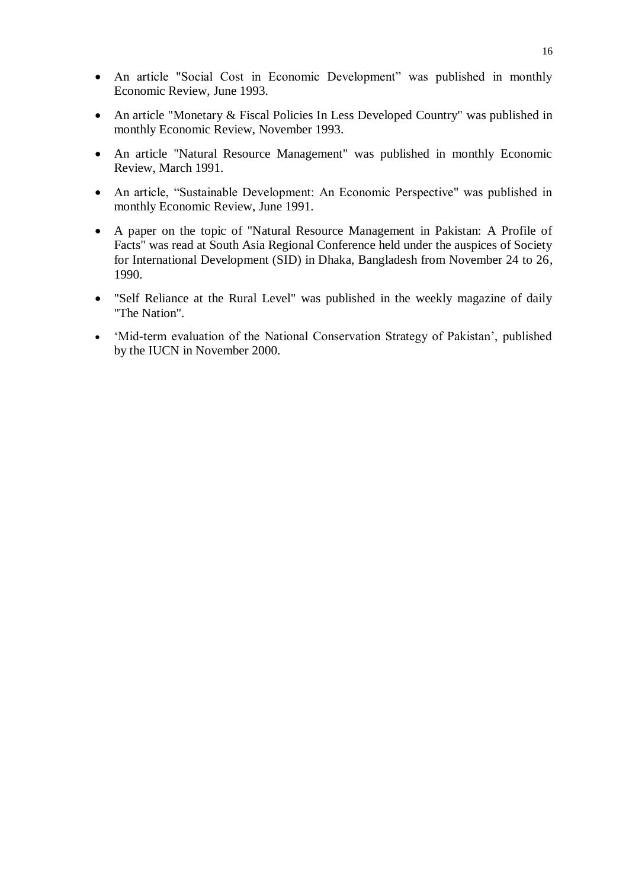- An article "Social Cost in Economic Development" was published in monthly Economic Review, June 1993.
- An article "Monetary & Fiscal Policies In Less Developed Country" was published in monthly Economic Review, November 1993.
- An article "Natural Resource Management" was published in monthly Economic Review, March 1991.
- An article, "Sustainable Development: An Economic Perspective" was published in monthly Economic Review, June 1991.
- A paper on the topic of "Natural Resource Management in Pakistan: A Profile of Facts" was read at South Asia Regional Conference held under the auspices of Society for International Development (SID) in Dhaka, Bangladesh from November 24 to 26, 1990.
- "Self Reliance at the Rural Level" was published in the weekly magazine of daily "The Nation".
- 'Mid-term evaluation of the National Conservation Strategy of Pakistan', published by the IUCN in November 2000.